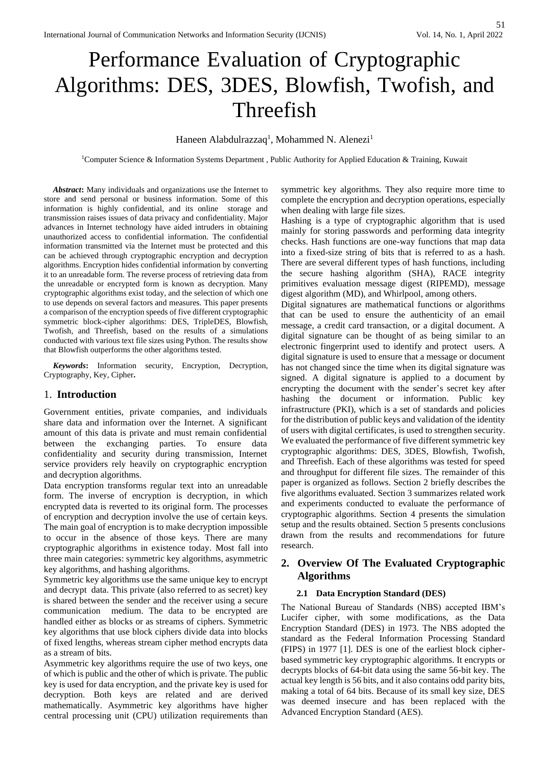# Performance Evaluation of Cryptographic Algorithms: DES, 3DES, Blowfish, Twofish, and Threefish

Haneen Alabdulrazzaq[1], Mohammed N. Alenezi[1]

[1]Computer Science & Information Systems Department , Public Authority for Applied Education & Training, Kuwait

***Abstract*:** Many individuals and organizations use the Internet to store and send personal or business information. Some of this information is highly confidential, and its online storage and transmission raises issues of data privacy and confidentiality. Major advances in Internet technology have aided intruders in obtaining unauthorized access to confidential information. The confidential information transmitted via the Internet must be protected and this can be achieved through cryptographic encryption and decryption algorithms. Encryption hides confidential information by converting it to an unreadable form. The reverse process of retrieving data from the unreadable or encrypted form is known as decryption. Many cryptographic algorithms exist today, and the selection of which one to use depends on several factors and measures. This paper presents a comparison of the encryption speeds of five different cryptographic symmetric block-cipher algorithms: DES, TripleDES, Blowfish, Twofish, and Threefish, based on the results of a simulations conducted with various text file sizes using Python. The results show that Blowfish outperforms the other algorithms tested.

***Keywords*:** Information security, Encryption, Decryption, Cryptography, Key, Cipher**.**

## 1. Introduction

Government entities, private companies, and individuals share data and information over the Internet. A significant amount of this data is private and must remain confidential between the exchanging parties. To ensure data confidentiality and security during transmission, Internet service providers rely heavily on cryptographic encryption and decryption algorithms.

Data encryption transforms regular text into an unreadable form. The inverse of encryption is decryption, in which encrypted data is reverted to its original form. The processes of encryption and decryption involve the use of certain keys. The main goal of encryption is to make decryption impossible to occur in the absence of those keys. There are many cryptographic algorithms in existence today. Most fall into three main categories: symmetric key algorithms, asymmetric key algorithms, and hashing algorithms.

Symmetric key algorithms use the same unique key to encrypt and decrypt data. This private (also referred to as secret) key is shared between the sender and the receiver using a secure communication medium. The data to be encrypted are handled either as blocks or as streams of ciphers. Symmetric key algorithms that use block ciphers divide data into blocks of fixed lengths, whereas stream cipher method encrypts data as a stream of bits.

Asymmetric key algorithms require the use of two keys, one of which is public and the other of which is private. The public key is used for data encryption, and the private key is used for decryption. Both keys are related and are derived mathematically. Asymmetric key algorithms have higher central processing unit (CPU) utilization requirements than symmetric key algorithms. They also require more time to complete the encryption and decryption operations, especially when dealing with large file sizes.

Hashing is a type of cryptographic algorithm that is used mainly for storing passwords and performing data integrity checks. Hash functions are one-way functions that map data into a fixed-size string of bits that is referred to as a hash. There are several different types of hash functions, including the secure hashing algorithm (SHA), RACE integrity primitives evaluation message digest (RIPEMD), message digest algorithm (MD), and Whirlpool, among others.

Digital signatures are mathematical functions or algorithms that can be used to ensure the authenticity of an email message, a credit card transaction, or a digital document. A digital signature can be thought of as being similar to an electronic fingerprint used to identify and protect users. A digital signature is used to ensure that a message or document has not changed since the time when its digital signature was signed. A digital signature is applied to a document by encrypting the document with the sender's secret key after hashing the document or information. Public key infrastructure (PKI), which is a set of standards and policies for the distribution of public keys and validation of the identity of users with digital certificates, is used to strengthen security.

We evaluated the performance of five different symmetric key cryptographic algorithms: DES, 3DES, Blowfish, Twofish, and Threefish. Each of these algorithms was tested for speed and throughput for different file sizes. The remainder of this paper is organized as follows. Section 2 briefly describes the five algorithms evaluated. Section 3 summarizes related work and experiments conducted to evaluate the performance of cryptographic algorithms. Section 4 presents the simulation setup and the results obtained. Section 5 presents conclusions drawn from the results and recommendations for future research.

## 2. Overview Of The Evaluated Cryptographic Algorithms

### 2.1 Data Encryption Standard (DES)

The National Bureau of Standards (NBS) accepted IBM's Lucifer cipher, with some modifications, as the Data Encryption Standard (DES) in 1973. The NBS adopted the standard as the Federal Information Processing Standard (FIPS) in 1977 [1]. DES is one of the earliest block cipher-based symmetric key cryptographic algorithms. It encrypts or decrypts blocks of 64-bit data using the same 56-bit key. The actual key length is 56 bits, and it also contains odd parity bits, making a total of 64 bits. Because of its small key size, DES was deemed insecure and has been replaced with the Advanced Encryption Standard (AES).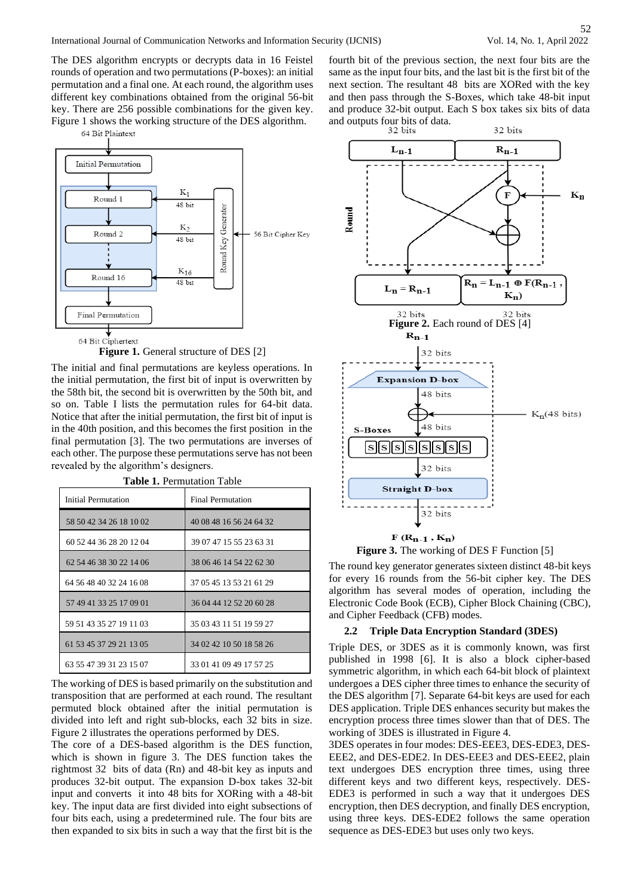The DES algorithm encrypts or decrypts data in 16 Feistel rounds of operation and two permutations (P-boxes): an initial permutation and a final one. At each round, the algorithm uses different key combinations obtained from the original 56-bit key. There are 256 possible combinations for the given key. Figure 1 shows the working structure of the DES algorithm.

**Figure 1.** General structure of DES [2]

The initial and final permutations are keyless operations. In the initial permutation, the first bit of input is overwritten by the 58th bit, the second bit is overwritten by the 50th bit, and so on. Table I lists the permutation rules for 64-bit data. Notice that after the initial permutation, the first bit of input is in the 40th position, and this becomes the first position in the final permutation [3]. The two permutations are inverses of each other. The purpose these permutations serve has not been revealed by the algorithm's designers.

**Table 1.** Permutation Table

| Initial Permutation | Final Permutation |
|---|---|
| 58 50 42 34 26 18 10 02 | 40 08 48 16 56 24 64 32 |
| 60 52 44 36 28 20 12 04 | 39 07 47 15 55 23 63 31 |
| 62 54 46 38 30 22 14 06 | 38 06 46 14 54 22 62 30 |
| 64 56 48 40 32 24 16 08 | 37 05 45 13 53 21 61 29 |
| 57 49 41 33 25 17 09 01 | 36 04 44 12 52 20 60 28 |
| 59 51 43 35 27 19 11 03 | 35 03 43 11 51 19 59 27 |
| 61 53 45 37 29 21 13 05 | 34 02 42 10 50 18 58 26 |
| 63 55 47 39 31 23 15 07 | 33 01 41 09 49 17 57 25 |

The working of DES is based primarily on the substitution and transposition that are performed at each round. The resultant permuted block obtained after the initial permutation is divided into left and right sub-blocks, each 32 bits in size. Figure 2 illustrates the operations performed by DES.

The core of a DES-based algorithm is the DES function, which is shown in figure 3. The DES function takes the rightmost 32 bits of data (Rn) and 48-bit key as inputs and produces 32-bit output. The expansion D-box takes 32-bit input and converts it into 48 bits for XORing with a 48-bit key. The input data are first divided into eight subsections of four bits each, using a predetermined rule. The four bits are then expanded to six bits in such a way that the first bit is the fourth bit of the previous section, the next four bits are the same as the input four bits, and the last bit is the first bit of the next section. The resultant 48 bits are XORed with the key and then pass through the S-Boxes, which take 48-bit input and produce 32-bit output. Each S box takes six bits of data and outputs four bits of data.

**Figure 2.** Each round of DES [4]

**Figure 3.** The working of DES F Function [5]

The round key generator generates sixteen distinct 48-bit keys for every 16 rounds from the 56-bit cipher key. The DES algorithm has several modes of operation, including the Electronic Code Book (ECB), Cipher Block Chaining (CBC), and Cipher Feedback (CFB) modes.

### 2.2 Triple Data Encryption Standard (3DES)

Triple DES, or 3DES as it is commonly known, was first published in 1998 [6]. It is also a block cipher-based symmetric algorithm, in which each 64-bit block of plaintext undergoes a DES cipher three times to enhance the security of the DES algorithm [7]. Separate 64-bit keys are used for each DES application. Triple DES enhances security but makes the encryption process three times slower than that of DES. The working of 3DES is illustrated in Figure 4.

3DES operates in four modes: DES-EEE3, DES-EDE3, DES-EEE2, and DES-EDE2. In DES-EEE3 and DES-EEE2, plain text undergoes DES encryption three times, using three different keys and two different keys, respectively. DES-EDE3 is performed in such a way that it undergoes DES encryption, then DES decryption, and finally DES encryption, using three keys. DES-EDE2 follows the same operation sequence as DES-EDE3 but uses only two keys.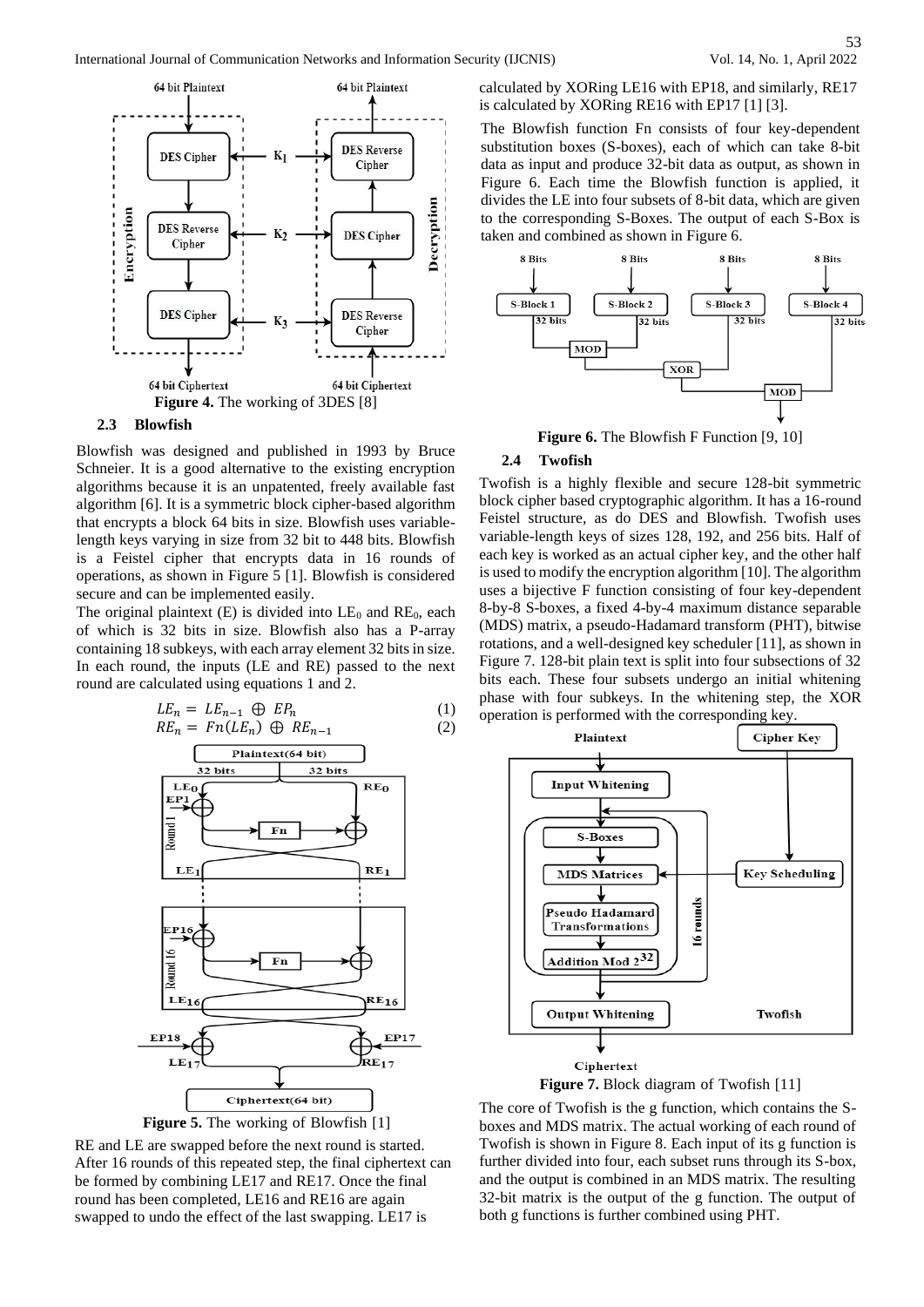**Figure 4.** The working of 3DES [8]

### 2.3 Blowfish

Blowfish was designed and published in 1993 by Bruce Schneier. It is a good alternative to the existing encryption algorithms because it is an unpatented, freely available fast algorithm [6]. It is a symmetric block cipher-based algorithm that encrypts a block 64 bits in size. Blowfish uses variable-length keys varying in size from 32 bit to 448 bits. Blowfish is a Feistel cipher that encrypts data in 16 rounds of operations, as shown in Figure 5 [1]. Blowfish is considered secure and can be implemented easily.

The original plaintext (E) is divided into $LE_0$ and $RE_0$, each of which is 32 bits in size. Blowfish also has a P-array containing 18 subkeys, with each array element 32 bits in size. In each round, the inputs (LE and RE) passed to the next round are calculated using equations 1 and 2.

$$LE_n = LE_{n-1} \oplus EP_n \tag{1}$$

$$RE_n = Fn(LE_n) \oplus RE_{n-1} \tag{2}$$

**Figure 5.** The working of Blowfish [1]

RE and LE are swapped before the next round is started. After 16 rounds of this repeated step, the final ciphertext can be formed by combining LE17 and RE17. Once the final round has been completed, LE16 and RE16 are again swapped to undo the effect of the last swapping. LE17 is calculated by XORing LE16 with EP18, and similarly, RE17 is calculated by XORing RE16 with EP17 [1] [3].

The Blowfish function Fn consists of four key-dependent substitution boxes (S-boxes), each of which can take 8-bit data as input and produce 32-bit data as output, as shown in Figure 6. Each time the Blowfish function is applied, it divides the LE into four subsets of 8-bit data, which are given to the corresponding S-Boxes. The output of each S-Box is taken and combined as shown in Figure 6.

**Figure 6.** The Blowfish F Function [9, 10]

### 2.4 Twofish

Twofish is a highly flexible and secure 128-bit symmetric block cipher based cryptographic algorithm. It has a 16-round Feistel structure, as do DES and Blowfish. Twofish uses variable-length keys of sizes 128, 192, and 256 bits. Half of each key is worked as an actual cipher key, and the other half is used to modify the encryption algorithm [10]. The algorithm uses a bijective F function consisting of four key-dependent 8-by-8 S-boxes, a fixed 4-by-4 maximum distance separable (MDS) matrix, a pseudo-Hadamard transform (PHT), bitwise rotations, and a well-designed key scheduler [11], as shown in Figure 7. 128-bit plain text is split into four subsections of 32 bits each. These four subsets undergo an initial whitening phase with four subkeys. In the whitening step, the XOR operation is performed with the corresponding key.

**Figure 7.** Block diagram of Twofish [11]

The core of Twofish is the g function, which contains the S-boxes and MDS matrix. The actual working of each round of Twofish is shown in Figure 8. Each input of its g function is further divided into four, each subset runs through its S-box, and the output is combined in an MDS matrix. The resulting 32-bit matrix is the output of the g function. The output of both g functions is further combined using PHT.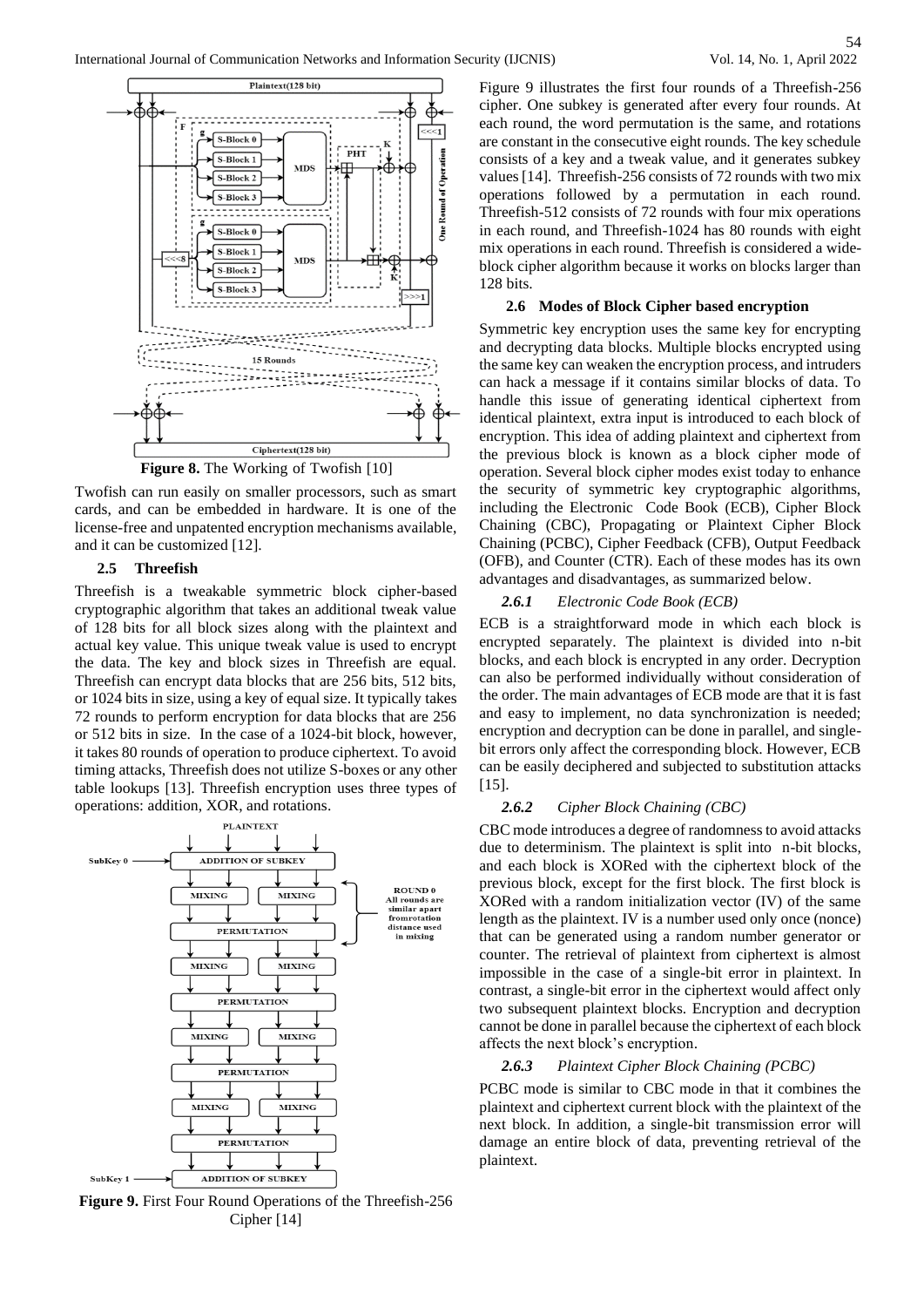Figure 8. The Working of Twofish [10]

Twofish can run easily on smaller processors, such as smart cards, and can be embedded in hardware. It is one of the license-free and unpatented encryption mechanisms available, and it can be customized [12].

### 2.5 Threefish

Threefish is a tweakable symmetric block cipher-based cryptographic algorithm that takes an additional tweak value of 128 bits for all block sizes along with the plaintext and actual key value. This unique tweak value is used to encrypt the data. The key and block sizes in Threefish are equal. Threefish can encrypt data blocks that are 256 bits, 512 bits, or 1024 bits in size, using a key of equal size. It typically takes 72 rounds to perform encryption for data blocks that are 256 or 512 bits in size. In the case of a 1024-bit block, however, it takes 80 rounds of operation to produce ciphertext. To avoid timing attacks, Threefish does not utilize S-boxes or any other table lookups [13]. Threefish encryption uses three types of operations: addition, XOR, and rotations.

Figure 9. First Four Round Operations of the Threefish-256 Cipher [14]

Figure 9 illustrates the first four rounds of a Threefish-256 cipher. One subkey is generated after every four rounds. At each round, the word permutation is the same, and rotations are constant in the consecutive eight rounds. The key schedule consists of a key and a tweak value, and it generates subkey values [14]. Threefish-256 consists of 72 rounds with two mix operations followed by a permutation in each round. Threefish-512 consists of 72 rounds with four mix operations in each round, and Threefish-1024 has 80 rounds with eight mix operations in each round. Threefish is considered a wide-block cipher algorithm because it works on blocks larger than 128 bits.

### 2.6 Modes of Block Cipher based encryption

Symmetric key encryption uses the same key for encrypting and decrypting data blocks. Multiple blocks encrypted using the same key can weaken the encryption process, and intruders can hack a message if it contains similar blocks of data. To handle this issue of generating identical ciphertext from identical plaintext, extra input is introduced to each block of encryption. This idea of adding plaintext and ciphertext from the previous block is known as a block cipher mode of operation. Several block cipher modes exist today to enhance the security of symmetric key cryptographic algorithms, including the Electronic Code Book (ECB), Cipher Block Chaining (CBC), Propagating or Plaintext Cipher Block Chaining (PCBC), Cipher Feedback (CFB), Output Feedback (OFB), and Counter (CTR). Each of these modes has its own advantages and disadvantages, as summarized below.

#### *2.6.1 Electronic Code Book (ECB)*

ECB is a straightforward mode in which each block is encrypted separately. The plaintext is divided into n-bit blocks, and each block is encrypted in any order. Decryption can also be performed individually without consideration of the order. The main advantages of ECB mode are that it is fast and easy to implement, no data synchronization is needed; encryption and decryption can be done in parallel, and single-bit errors only affect the corresponding block. However, ECB can be easily deciphered and subjected to substitution attacks [15].

#### *2.6.2 Cipher Block Chaining (CBC)*

CBC mode introduces a degree of randomness to avoid attacks due to determinism. The plaintext is split into n-bit blocks, and each block is XORed with the ciphertext block of the previous block, except for the first block. The first block is XORed with a random initialization vector (IV) of the same length as the plaintext. IV is a number used only once (nonce) that can be generated using a random number generator or counter. The retrieval of plaintext from ciphertext is almost impossible in the case of a single-bit error in plaintext. In contrast, a single-bit error in the ciphertext would affect only two subsequent plaintext blocks. Encryption and decryption cannot be done in parallel because the ciphertext of each block affects the next block's encryption.

#### *2.6.3 Plaintext Cipher Block Chaining (PCBC)*

PCBC mode is similar to CBC mode in that it combines the plaintext and ciphertext current block with the plaintext of the next block. In addition, a single-bit transmission error will damage an entire block of data, preventing retrieval of the plaintext.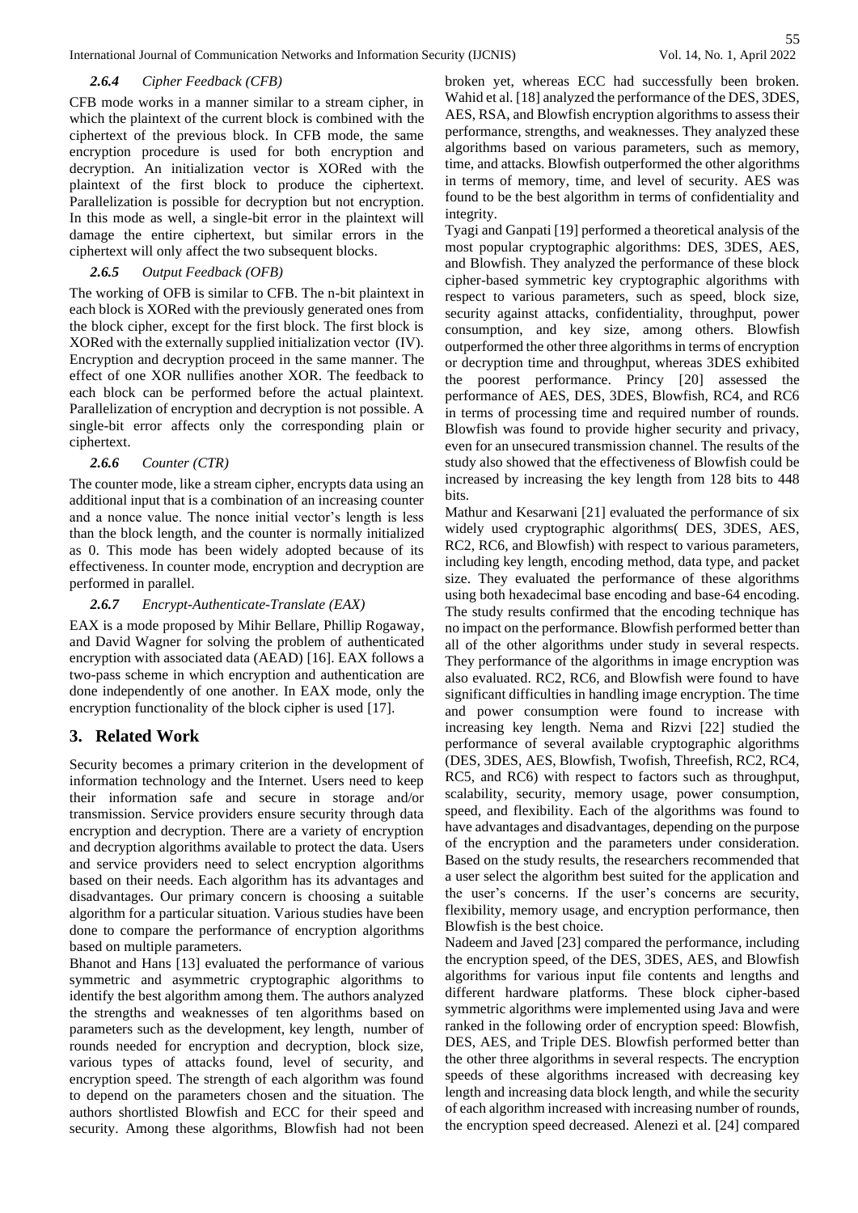#### 2.6.4 Cipher Feedback (CFB)

CFB mode works in a manner similar to a stream cipher, in which the plaintext of the current block is combined with the ciphertext of the previous block. In CFB mode, the same encryption procedure is used for both encryption and decryption. An initialization vector is XORed with the plaintext of the first block to produce the ciphertext. Parallelization is possible for decryption but not encryption. In this mode as well, a single-bit error in the plaintext will damage the entire ciphertext, but similar errors in the ciphertext will only affect the two subsequent blocks.

#### 2.6.5 Output Feedback (OFB)

The working of OFB is similar to CFB. The n-bit plaintext in each block is XORed with the previously generated ones from the block cipher, except for the first block. The first block is XORed with the externally supplied initialization vector (IV). Encryption and decryption proceed in the same manner. The effect of one XOR nullifies another XOR. The feedback to each block can be performed before the actual plaintext. Parallelization of encryption and decryption is not possible. A single-bit error affects only the corresponding plain or ciphertext.

#### 2.6.6 Counter (CTR)

The counter mode, like a stream cipher, encrypts data using an additional input that is a combination of an increasing counter and a nonce value. The nonce initial vector's length is less than the block length, and the counter is normally initialized as 0. This mode has been widely adopted because of its effectiveness. In counter mode, encryption and decryption are performed in parallel.

#### 2.6.7 Encrypt-Authenticate-Translate (EAX)

EAX is a mode proposed by Mihir Bellare, Phillip Rogaway, and David Wagner for solving the problem of authenticated encryption with associated data (AEAD) [16]. EAX follows a two-pass scheme in which encryption and authentication are done independently of one another. In EAX mode, only the encryption functionality of the block cipher is used [17].

## 3. Related Work

Security becomes a primary criterion in the development of information technology and the Internet. Users need to keep their information safe and secure in storage and/or transmission. Service providers ensure security through data encryption and decryption. There are a variety of encryption and decryption algorithms available to protect the data. Users and service providers need to select encryption algorithms based on their needs. Each algorithm has its advantages and disadvantages. Our primary concern is choosing a suitable algorithm for a particular situation. Various studies have been done to compare the performance of encryption algorithms based on multiple parameters.

Bhanot and Hans [13] evaluated the performance of various symmetric and asymmetric cryptographic algorithms to identify the best algorithm among them. The authors analyzed the strengths and weaknesses of ten algorithms based on parameters such as the development, key length, number of rounds needed for encryption and decryption, block size, various types of attacks found, level of security, and encryption speed. The strength of each algorithm was found to depend on the parameters chosen and the situation. The authors shortlisted Blowfish and ECC for their speed and security. Among these algorithms, Blowfish had not been broken yet, whereas ECC had successfully been broken. Wahid et al. [18] analyzed the performance of the DES, 3DES, AES, RSA, and Blowfish encryption algorithms to assess their performance, strengths, and weaknesses. They analyzed these algorithms based on various parameters, such as memory, time, and attacks. Blowfish outperformed the other algorithms in terms of memory, time, and level of security. AES was found to be the best algorithm in terms of confidentiality and integrity.

Tyagi and Ganpati [19] performed a theoretical analysis of the most popular cryptographic algorithms: DES, 3DES, AES, and Blowfish. They analyzed the performance of these block cipher-based symmetric key cryptographic algorithms with respect to various parameters, such as speed, block size, security against attacks, confidentiality, throughput, power consumption, and key size, among others. Blowfish outperformed the other three algorithms in terms of encryption or decryption time and throughput, whereas 3DES exhibited the poorest performance. Princy [20] assessed the performance of AES, DES, 3DES, Blowfish, RC4, and RC6 in terms of processing time and required number of rounds. Blowfish was found to provide higher security and privacy, even for an unsecured transmission channel. The results of the study also showed that the effectiveness of Blowfish could be increased by increasing the key length from 128 bits to 448 bits.

Mathur and Kesarwani [21] evaluated the performance of six widely used cryptographic algorithms( DES, 3DES, AES, RC2, RC6, and Blowfish) with respect to various parameters, including key length, encoding method, data type, and packet size. They evaluated the performance of these algorithms using both hexadecimal base encoding and base-64 encoding. The study results confirmed that the encoding technique has no impact on the performance. Blowfish performed better than all of the other algorithms under study in several respects. They performance of the algorithms in image encryption was also evaluated. RC2, RC6, and Blowfish were found to have significant difficulties in handling image encryption. The time and power consumption were found to increase with increasing key length. Nema and Rizvi [22] studied the performance of several available cryptographic algorithms (DES, 3DES, AES, Blowfish, Twofish, Threefish, RC2, RC4, RC5, and RC6) with respect to factors such as throughput, scalability, security, memory usage, power consumption, speed, and flexibility. Each of the algorithms was found to have advantages and disadvantages, depending on the purpose of the encryption and the parameters under consideration. Based on the study results, the researchers recommended that a user select the algorithm best suited for the application and the user's concerns. If the user's concerns are security, flexibility, memory usage, and encryption performance, then Blowfish is the best choice.

Nadeem and Javed [23] compared the performance, including the encryption speed, of the DES, 3DES, AES, and Blowfish algorithms for various input file contents and lengths and different hardware platforms. These block cipher-based symmetric algorithms were implemented using Java and were ranked in the following order of encryption speed: Blowfish, DES, AES, and Triple DES. Blowfish performed better than the other three algorithms in several respects. The encryption speeds of these algorithms increased with decreasing key length and increasing data block length, and while the security of each algorithm increased with increasing number of rounds, the encryption speed decreased. Alenezi et al. [24] compared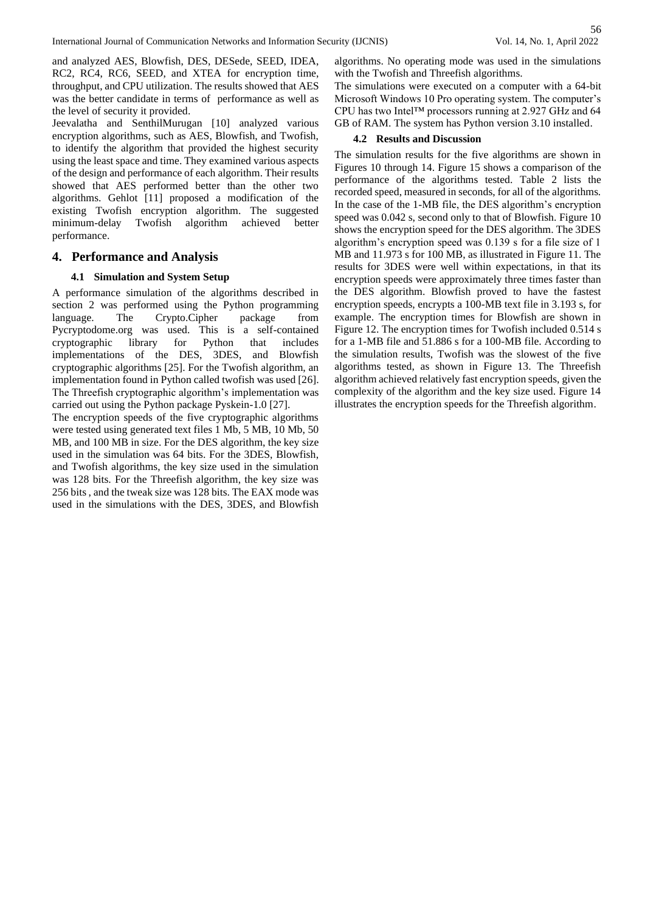and analyzed AES, Blowfish, DES, DESede, SEED, IDEA, RC2, RC4, RC6, SEED, and XTEA for encryption time, throughput, and CPU utilization. The results showed that AES was the better candidate in terms of performance as well as the level of security it provided.

Jeevalatha and SenthilMurugan [10] analyzed various encryption algorithms, such as AES, Blowfish, and Twofish, to identify the algorithm that provided the highest security using the least space and time. They examined various aspects of the design and performance of each algorithm. Their results showed that AES performed better than the other two algorithms. Gehlot [11] proposed a modification of the existing Twofish encryption algorithm. The suggested minimum-delay Twofish algorithm achieved better performance.

## 4. Performance and Analysis

### 4.1 Simulation and System Setup

A performance simulation of the algorithms described in section 2 was performed using the Python programming language. The Crypto.Cipher package from Pycryptodome.org was used. This is a self-contained cryptographic library for Python that includes implementations of the DES, 3DES, and Blowfish cryptographic algorithms [25]. For the Twofish algorithm, an implementation found in Python called twofish was used [26]. The Threefish cryptographic algorithm's implementation was carried out using the Python package Pyskein-1.0 [27].

The encryption speeds of the five cryptographic algorithms were tested using generated text files 1 Mb, 5 MB, 10 Mb, 50 MB, and 100 MB in size. For the DES algorithm, the key size used in the simulation was 64 bits. For the 3DES, Blowfish, and Twofish algorithms, the key size used in the simulation was 128 bits. For the Threefish algorithm, the key size was 256 bits , and the tweak size was 128 bits. The EAX mode was used in the simulations with the DES, 3DES, and Blowfish algorithms. No operating mode was used in the simulations with the Twofish and Threefish algorithms.

The simulations were executed on a computer with a 64-bit Microsoft Windows 10 Pro operating system. The computer's CPU has two Intel™ processors running at 2.927 GHz and 64 GB of RAM. The system has Python version 3.10 installed.

### 4.2 Results and Discussion

The simulation results for the five algorithms are shown in Figures 10 through 14. Figure 15 shows a comparison of the performance of the algorithms tested. Table 2 lists the recorded speed, measured in seconds, for all of the algorithms. In the case of the 1-MB file, the DES algorithm's encryption speed was 0.042 s, second only to that of Blowfish. Figure 10 shows the encryption speed for the DES algorithm. The 3DES algorithm's encryption speed was 0.139 s for a file size of 1 MB and 11.973 s for 100 MB, as illustrated in Figure 11. The results for 3DES were well within expectations, in that its encryption speeds were approximately three times faster than the DES algorithm. Blowfish proved to have the fastest encryption speeds, encrypts a 100-MB text file in 3.193 s, for example. The encryption times for Blowfish are shown in Figure 12. The encryption times for Twofish included 0.514 s for a 1-MB file and 51.886 s for a 100-MB file. According to the simulation results, Twofish was the slowest of the five algorithms tested, as shown in Figure 13. The Threefish algorithm achieved relatively fast encryption speeds, given the complexity of the algorithm and the key size used. Figure 14 illustrates the encryption speeds for the Threefish algorithm.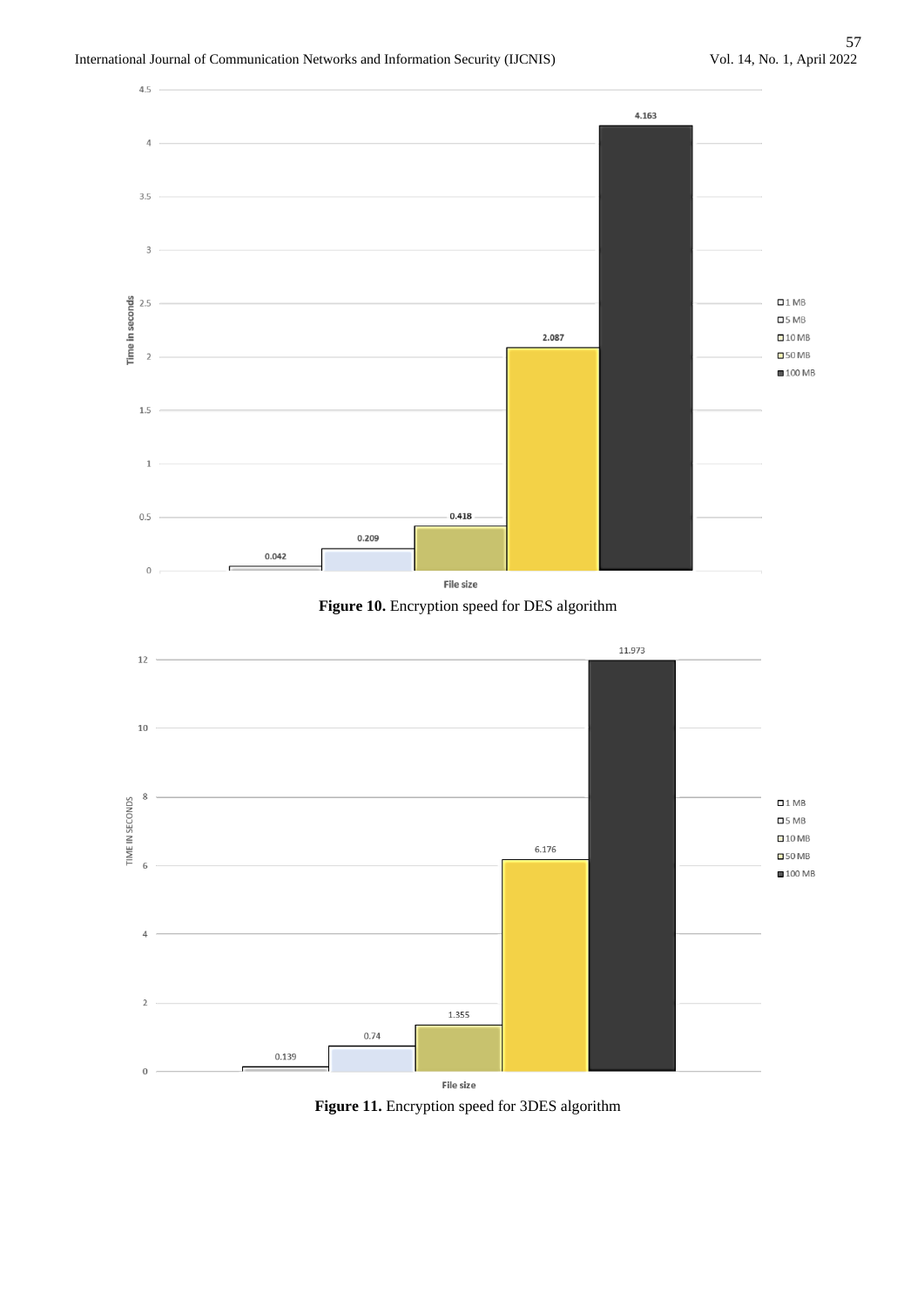Figure 10. Encryption speed for DES algorithm

Figure 11. Encryption speed for 3DES algorithm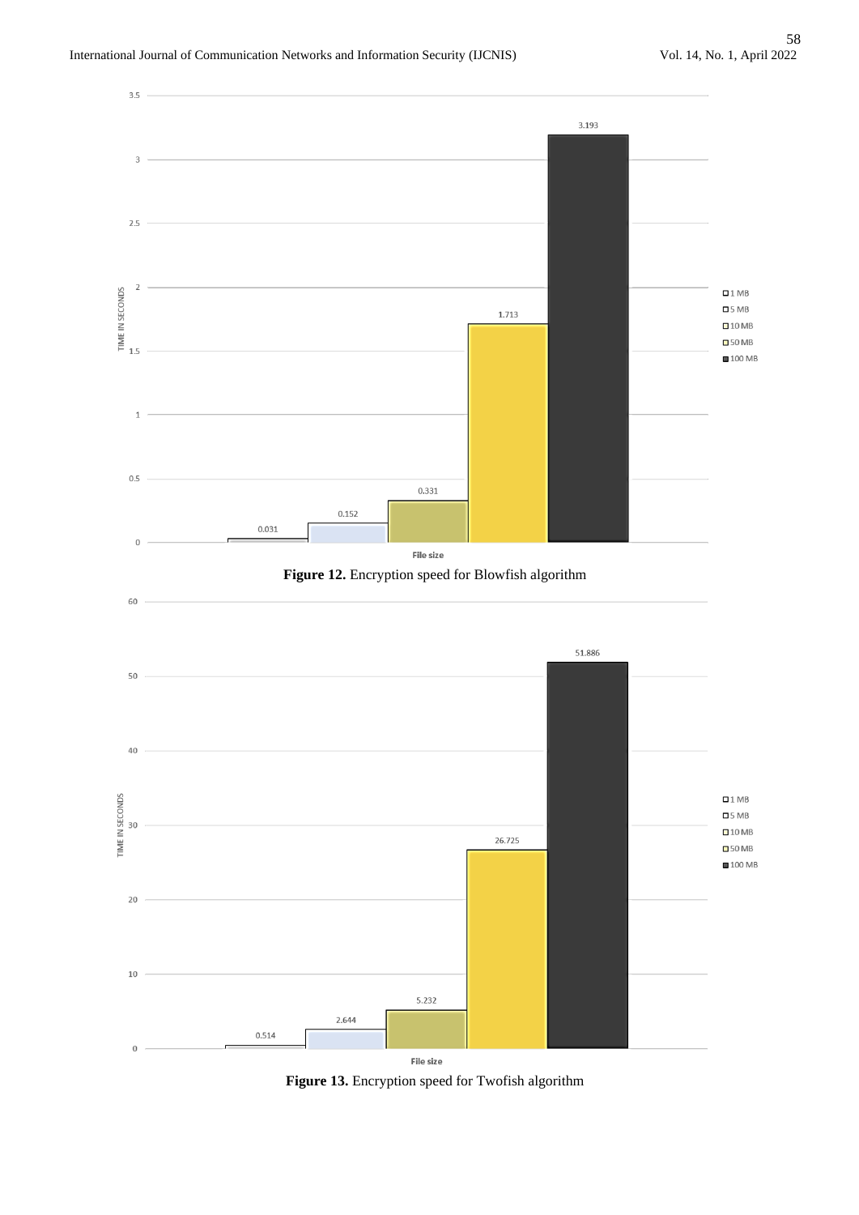Figure 12. Encryption speed for Blowfish algorithm

Figure 13. Encryption speed for Twofish algorithm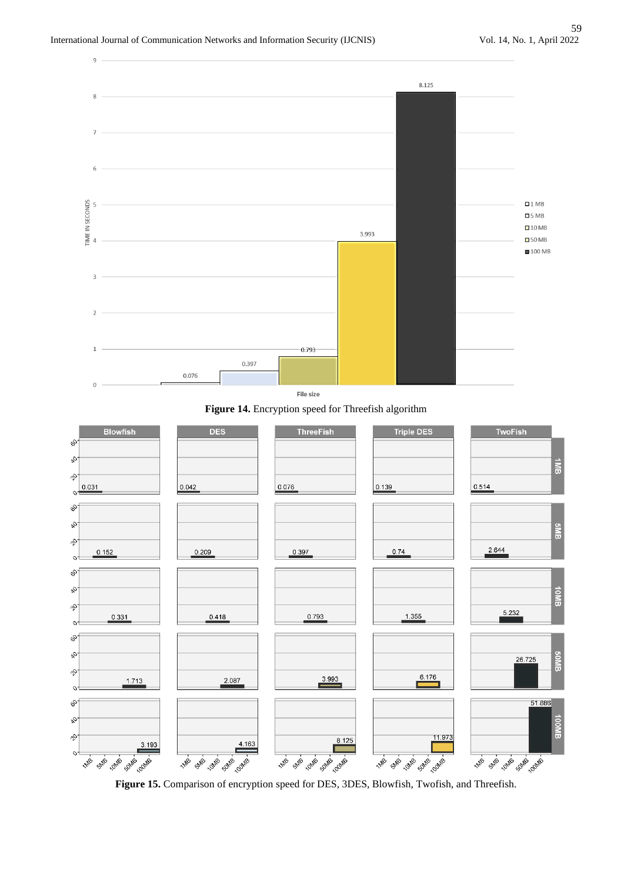Figure 14. Encryption speed for Threefish algorithm

Figure 15. Comparison of encryption speed for DES, 3DES, Blowfish, Twofish, and Threefish.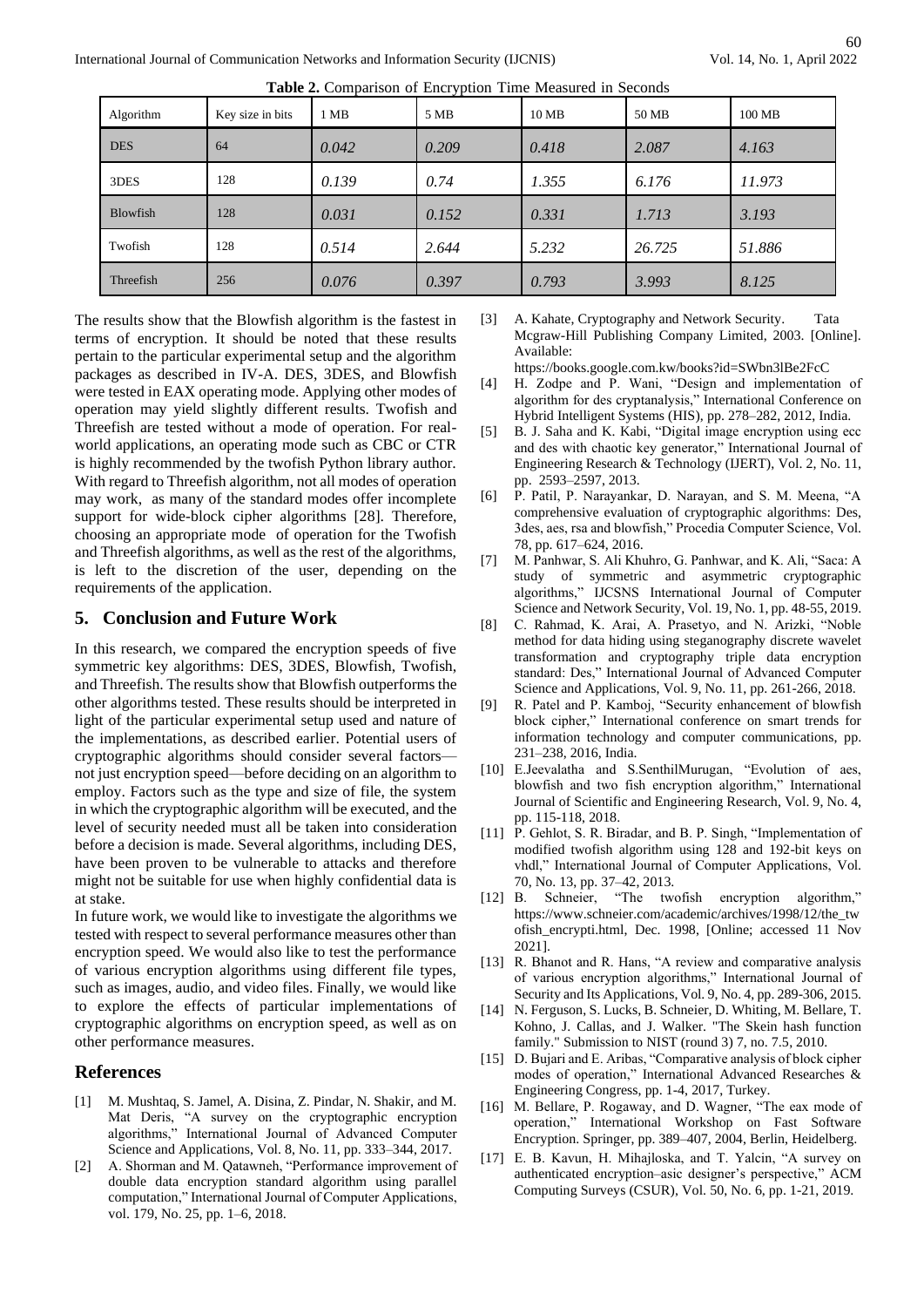**Table 2.** Comparison of Encryption Time Measured in Seconds

| Algorithm | Key size in bits | 1 MB | 5 MB | 10 MB | 50 MB | 100 MB |
| --- | --- | --- | --- | --- | --- | --- |
| DES | 64 | *0.042* | *0.209* | *0.418* | *2.087* | *4.163* |
| 3DES | 128 | *0.139* | *0.74* | *1.355* | *6.176* | *11.973* |
| Blowfish | 128 | *0.031* | *0.152* | *0.331* | *1.713* | *3.193* |
| Twofish | 128 | *0.514* | *2.644* | *5.232* | *26.725* | *51.886* |
| Threefish | 256 | *0.076* | *0.397* | *0.793* | *3.993* | *8.125* |

The results show that the Blowfish algorithm is the fastest in terms of encryption. It should be noted that these results pertain to the particular experimental setup and the algorithm packages as described in IV-A. DES, 3DES, and Blowfish were tested in EAX operating mode. Applying other modes of operation may yield slightly different results. Twofish and Threefish are tested without a mode of operation. For real-world applications, an operating mode such as CBC or CTR is highly recommended by the twofish Python library author. With regard to Threefish algorithm, not all modes of operation may work, as many of the standard modes offer incomplete support for wide-block cipher algorithms [28]. Therefore, choosing an appropriate mode of operation for the Twofish and Threefish algorithms, as well as the rest of the algorithms, is left to the discretion of the user, depending on the requirements of the application.

## 5. Conclusion and Future Work

In this research, we compared the encryption speeds of five symmetric key algorithms: DES, 3DES, Blowfish, Twofish, and Threefish. The results show that Blowfish outperforms the other algorithms tested. These results should be interpreted in light of the particular experimental setup used and nature of the implementations, as described earlier. Potential users of cryptographic algorithms should consider several factors—not just encryption speed—before deciding on an algorithm to employ. Factors such as the type and size of file, the system in which the cryptographic algorithm will be executed, and the level of security needed must all be taken into consideration before a decision is made. Several algorithms, including DES, have been proven to be vulnerable to attacks and therefore might not be suitable for use when highly confidential data is at stake.

In future work, we would like to investigate the algorithms we tested with respect to several performance measures other than encryption speed. We would also like to test the performance of various encryption algorithms using different file types, such as images, audio, and video files. Finally, we would like to explore the effects of particular implementations of cryptographic algorithms on encryption speed, as well as on other performance measures.

## References

[1] M. Mushtaq, S. Jamel, A. Disina, Z. Pindar, N. Shakir, and M. Mat Deris, "A survey on the cryptographic encryption algorithms," International Journal of Advanced Computer Science and Applications, Vol. 8, No. 11, pp. 333–344, 2017.

[2] A. Shorman and M. Qatawneh, "Performance improvement of double data encryption standard algorithm using parallel computation," International Journal of Computer Applications, vol. 179, No. 25, pp. 1–6, 2018.

[3] A. Kahate, Cryptography and Network Security. Tata Mcgraw-Hill Publishing Company Limited, 2003. [Online]. Available: https://books.google.com.kw/books?id=SWbn3lBe2FcC

[4] H. Zodpe and P. Wani, "Design and implementation of algorithm for des cryptanalysis," International Conference on Hybrid Intelligent Systems (HIS), pp. 278–282, 2012, India.

[5] B. J. Saha and K. Kabi, "Digital image encryption using ecc and des with chaotic key generator," International Journal of Engineering Research & Technology (IJERT), Vol. 2, No. 11, pp. 2593–2597, 2013.

[6] P. Patil, P. Narayankar, D. Narayan, and S. M. Meena, "A comprehensive evaluation of cryptographic algorithms: Des, 3des, aes, rsa and blowfish," Procedia Computer Science, Vol. 78, pp. 617–624, 2016.

[7] M. Panhwar, S. Ali Khuhro, G. Panhwar, and K. Ali, "Saca: A study of symmetric and asymmetric cryptographic algorithms," IJCSNS International Journal of Computer Science and Network Security, Vol. 19, No. 1, pp. 48-55, 2019.

[8] C. Rahmad, K. Arai, A. Prasetyo, and N. Arizki, "Noble method for data hiding using steganography discrete wavelet transformation and cryptography triple data encryption standard: Des," International Journal of Advanced Computer Science and Applications, Vol. 9, No. 11, pp. 261-266, 2018.

[9] R. Patel and P. Kamboj, "Security enhancement of blowfish block cipher," International conference on smart trends for information technology and computer communications, pp. 231–238, 2016, India.

[10] E.Jeevalatha and S.SenthilMurugan, "Evolution of aes, blowfish and two fish encryption algorithm," International Journal of Scientific and Engineering Research, Vol. 9, No. 4, pp. 115-118, 2018.

[11] P. Gehlot, S. R. Biradar, and B. P. Singh, "Implementation of modified twofish algorithm using 128 and 192-bit keys on vhdl," International Journal of Computer Applications, Vol. 70, No. 13, pp. 37–42, 2013.

[12] B. Schneier, "The twofish encryption algorithm," https://www.schneier.com/academic/archives/1998/12/the_twofish_encrypti.html, Dec. 1998, [Online; accessed 11 Nov 2021].

[13] R. Bhanot and R. Hans, "A review and comparative analysis of various encryption algorithms," International Journal of Security and Its Applications, Vol. 9, No. 4, pp. 289-306, 2015.

[14] N. Ferguson, S. Lucks, B. Schneier, D. Whiting, M. Bellare, T. Kohno, J. Callas, and J. Walker. "The Skein hash function family." Submission to NIST (round 3) 7, no. 7.5, 2010.

[15] D. Bujari and E. Aribas, "Comparative analysis of block cipher modes of operation," International Advanced Researches & Engineering Congress, pp. 1-4, 2017, Turkey.

[16] M. Bellare, P. Rogaway, and D. Wagner, "The eax mode of operation," International Workshop on Fast Software Encryption. Springer, pp. 389–407, 2004, Berlin, Heidelberg.

[17] E. B. Kavun, H. Mihajloska, and T. Yalcin, "A survey on authenticated encryption–asic designer's perspective," ACM Computing Surveys (CSUR), Vol. 50, No. 6, pp. 1-21, 2019.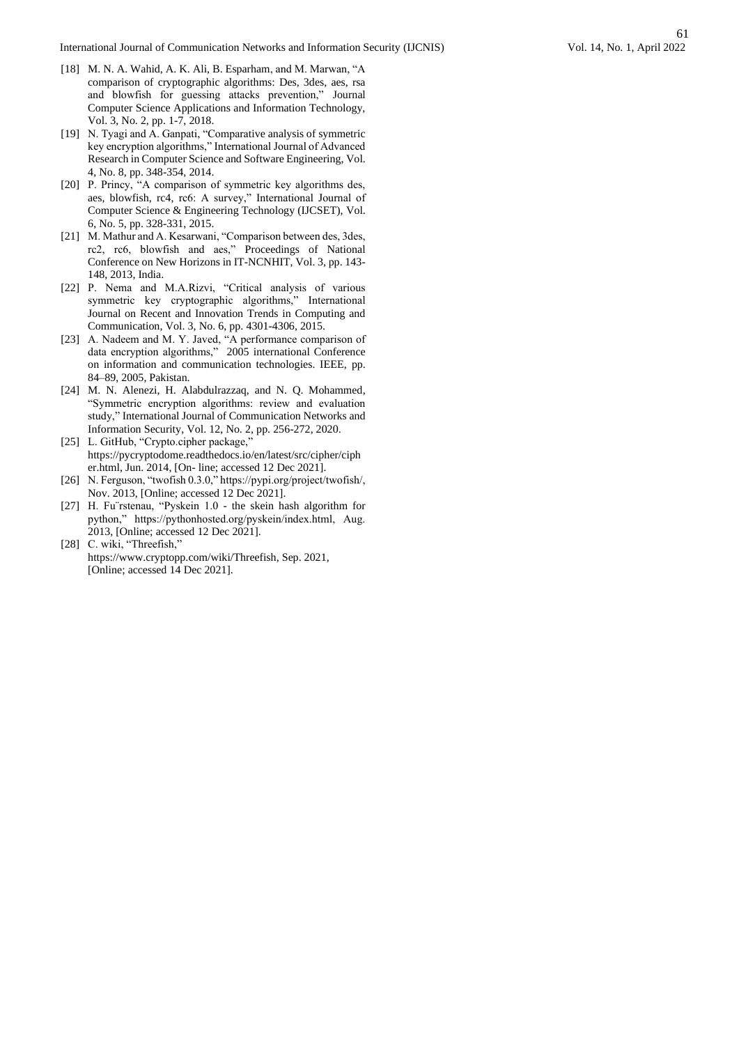[18] M. N. A. Wahid, A. K. Ali, B. Esparham, and M. Marwan, “A comparison of cryptographic algorithms: Des, 3des, aes, rsa and blowfish for guessing attacks prevention,” Journal Computer Science Applications and Information Technology, Vol. 3, No. 2, pp. 1-7, 2018.

[19] N. Tyagi and A. Ganpati, “Comparative analysis of symmetric key encryption algorithms,” International Journal of Advanced Research in Computer Science and Software Engineering, Vol. 4, No. 8, pp. 348-354, 2014.

[20] P. Princy, “A comparison of symmetric key algorithms des, aes, blowfish, rc4, rc6: A survey,” International Journal of Computer Science & Engineering Technology (IJCSET), Vol. 6, No. 5, pp. 328-331, 2015.

[21] M. Mathur and A. Kesarwani, “Comparison between des, 3des, rc2, rc6, blowfish and aes,” Proceedings of National Conference on New Horizons in IT-NCNHIT, Vol. 3, pp. 143-148, 2013, India.

[22] P. Nema and M.A.Rizvi, “Critical analysis of various symmetric key cryptographic algorithms,” International Journal on Recent and Innovation Trends in Computing and Communication, Vol. 3, No. 6, pp. 4301-4306, 2015.

[23] A. Nadeem and M. Y. Javed, “A performance comparison of data encryption algorithms,” 2005 international Conference on information and communication technologies. IEEE, pp. 84–89, 2005, Pakistan.

[24] M. N. Alenezi, H. Alabdulrazzaq, and N. Q. Mohammed, “Symmetric encryption algorithms: review and evaluation study,” International Journal of Communication Networks and Information Security, Vol. 12, No. 2, pp. 256-272, 2020.

[25] L. GitHub, “Crypto.cipher package,” https://pycryptodome.readthedocs.io/en/latest/src/cipher/cipher.html, Jun. 2014, [On- line; accessed 12 Dec 2021].

[26] N. Ferguson, “twofish 0.3.0,” https://pypi.org/project/twofish/, Nov. 2013, [Online; accessed 12 Dec 2021].

[27] H. Fu¨rstenau, “Pyskein 1.0 - the skein hash algorithm for python,” https://pythonhosted.org/pyskein/index.html, Aug. 2013, [Online; accessed 12 Dec 2021].

[28] C. wiki, “Threefish,” https://www.cryptopp.com/wiki/Threefish, Sep. 2021, [Online; accessed 14 Dec 2021].